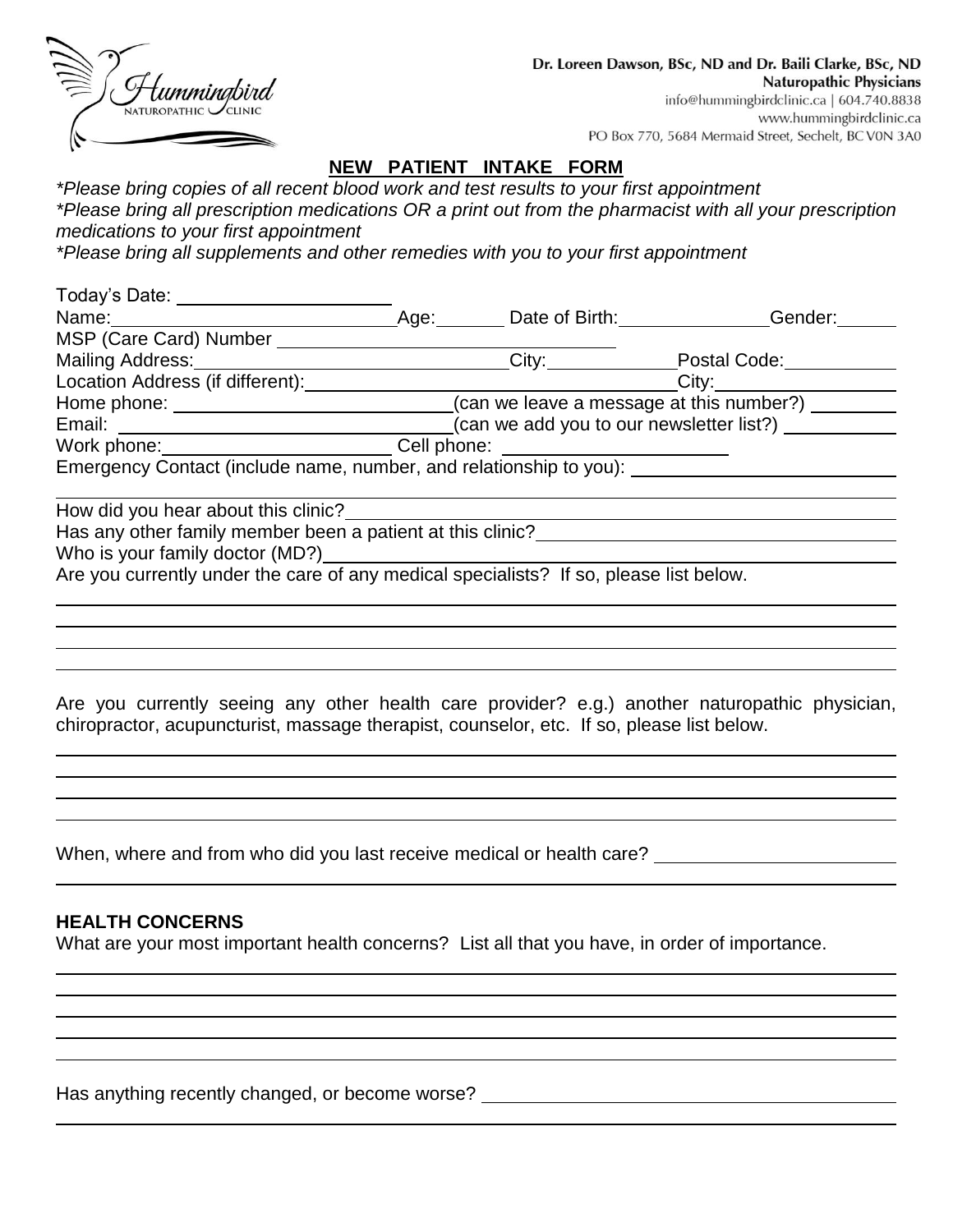Hummingbird NATUROPATHIC CLINIC

**Dr. Loreen Dawson, BSc, ND and Dr. Baili Clarke, BSc, ND**
**Naturopathic Physicians**
info@hummingbirdclinic.ca | 604.740.8838
www.hummingbirdclinic.ca
PO Box 770, 5684 Mermaid Street, Sechelt, BC V0N 3A0

## NEW PATIENT INTAKE FORM

*\*Please bring copies of all recent blood work and test results to your first appointment*
*\*Please bring all prescription medications OR a print out from the pharmacist with all your prescription medications to your first appointment*
*\*Please bring all supplements and other remedies with you to your first appointment*

Today's Date: ____________________

Name: ____________________ Age: ________ Date of Birth: ______________ Gender: ______

MSP (Care Card) Number ______________________________

Mailing Address: ______________________________ City: ____________ Postal Code: ___________

Location Address (if different): ______________________________ City: ________________

Home phone: ______________________ (can we leave a message at this number?) ________

Email: ______________________ (can we add you to our newsletter list?) ___________

Work phone: ______________________ Cell phone: ______________________

Emergency Contact (include name, number, and relationship to you): ______________________

______________________________________________________________________

How did you hear about this clinic? ______________________________________________

Has any other family member been a patient at this clinic? ______________________________

Who is your family doctor (MD?) ______________________________________________

Are you currently under the care of any medical specialists? If so, please list below.

______________________________________________________________________

______________________________________________________________________

______________________________________________________________________

______________________________________________________________________

Are you currently seeing any other health care provider? e.g.) another naturopathic physician, chiropractor, acupuncturist, massage therapist, counselor, etc. If so, please list below.

______________________________________________________________________

______________________________________________________________________

______________________________________________________________________

______________________________________________________________________

When, where and from who did you last receive medical or health care? ______________________

______________________________________________________________________

### HEALTH CONCERNS

What are your most important health concerns? List all that you have, in order of importance.

______________________________________________________________________

______________________________________________________________________

______________________________________________________________________

______________________________________________________________________

______________________________________________________________________

Has anything recently changed, or become worse? ______________________________________

______________________________________________________________________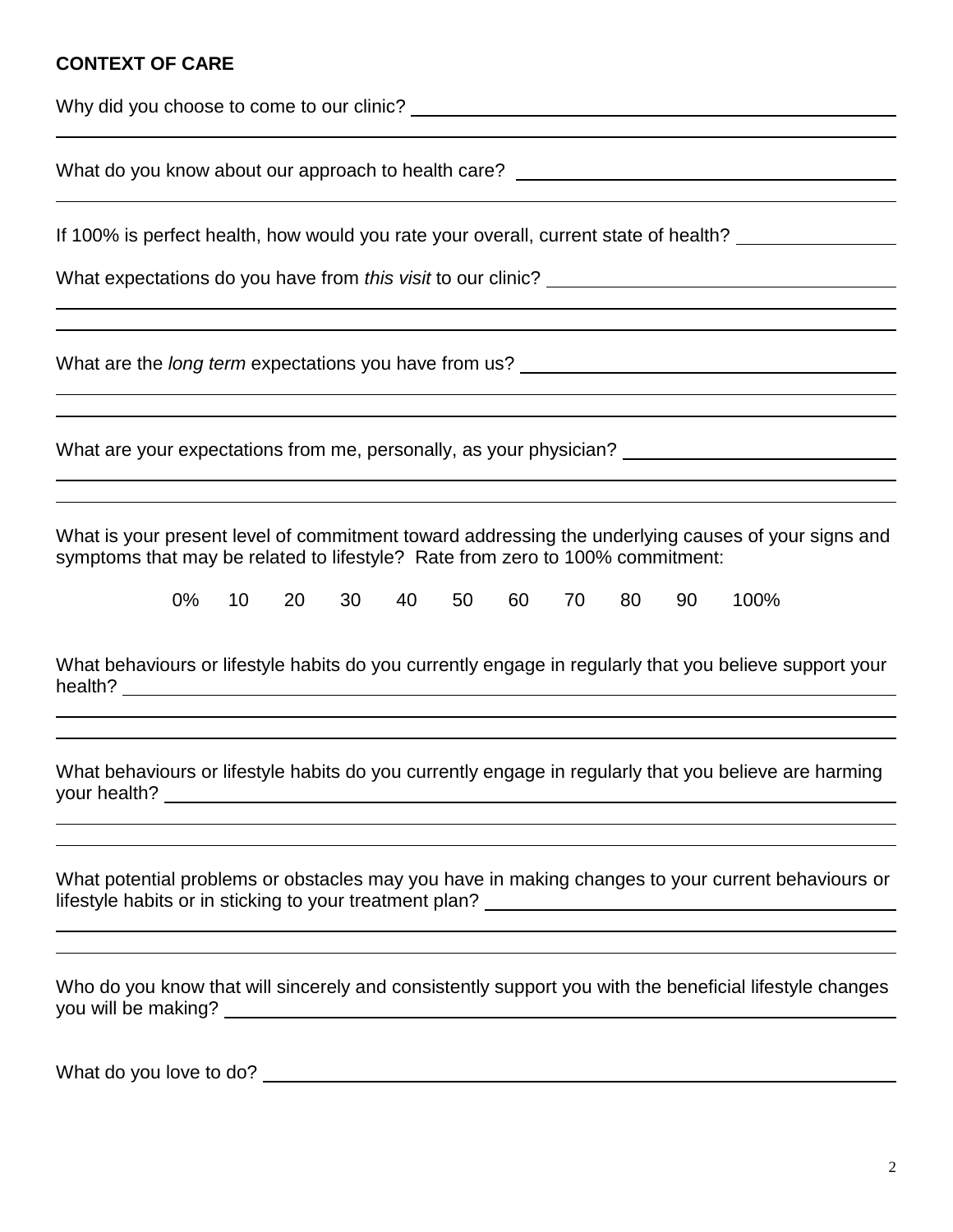**CONTEXT OF CARE**

Why did you choose to come to our clinic? ______________________________

What do you know about our approach to health care? ______________________________

If 100% is perfect health, how would you rate your overall, current state of health? ____________

What expectations do you have from *this visit* to our clinic? ______________________________

What are the *long term* expectations you have from us? ______________________________

What are your expectations from me, personally, as your physician? ______________________________

What is your present level of commitment toward addressing the underlying causes of your signs and symptoms that may be related to lifestyle? Rate from zero to 100% commitment:

0% 10 20 30 40 50 60 70 80 90 100%

What behaviours or lifestyle habits do you currently engage in regularly that you believe support your health? ______________________________

What behaviours or lifestyle habits do you currently engage in regularly that you believe are harming your health? ______________________________

What potential problems or obstacles may you have in making changes to your current behaviours or lifestyle habits or in sticking to your treatment plan? ______________________________

Who do you know that will sincerely and consistently support you with the beneficial lifestyle changes you will be making? ______________________________

What do you love to do? ______________________________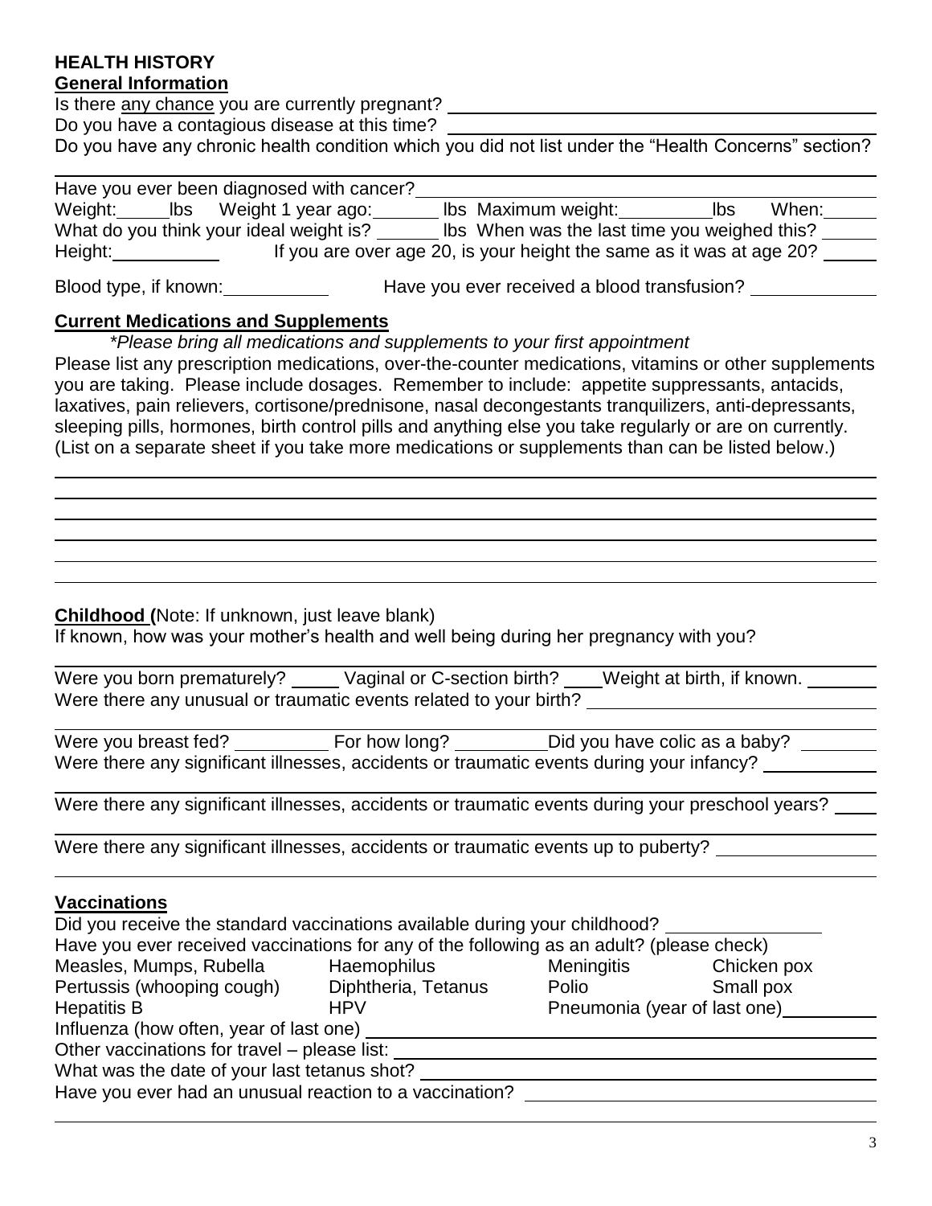# HEALTH HISTORY

## General Information

Is there any chance you are currently pregnant? ______________________

Do you have a contagious disease at this time? ______________________

Do you have any chronic health condition which you did not list under the "Health Concerns" section?

______________________

Have you ever been diagnosed with cancer? ______________________

Weight: _____ lbs  Weight 1 year ago: _______ lbs  Maximum weight: _________ lbs  When: _____

What do you think your ideal weight is? ______ lbs  When was the last time you weighed this? _____

Height: __________  If you are over age 20, is your height the same as it was at age 20? _____

Blood type, if known: __________  Have you ever received a blood transfusion? ____________

## Current Medications and Supplements

*\*Please bring all medications and supplements to your first appointment*

Please list any prescription medications, over-the-counter medications, vitamins or other supplements you are taking. Please include dosages. Remember to include: appetite suppressants, antacids, laxatives, pain relievers, cortisone/prednisone, nasal decongestants tranquilizers, anti-depressants, sleeping pills, hormones, birth control pills and anything else you take regularly or are on currently. (List on a separate sheet if you take more medications or supplements than can be listed below.)

______________________

______________________

______________________

______________________

______________________

______________________

## Childhood (Note: If unknown, just leave blank)

If known, how was your mother's health and well being during her pregnancy with you?

______________________

Were you born prematurely? _____ Vaginal or C-section birth? ____ Weight at birth, if known. _______

Were there any unusual or traumatic events related to your birth? ______________________

______________________

Were you breast fed? _________ For how long? _________ Did you have colic as a baby? ________

Were there any significant illnesses, accidents or traumatic events during your infancy? ___________

______________________

Were there any significant illnesses, accidents or traumatic events during your preschool years? ____

______________________

Were there any significant illnesses, accidents or traumatic events up to puberty? _______________

______________________

## Vaccinations

Did you receive the standard vaccinations available during your childhood? _______________

Have you ever received vaccinations for any of the following as an adult? (please check)

| | | | |
|---|---|---|---|
| Measles, Mumps, Rubella | Haemophilus | Meningitis | Chicken pox |
| Pertussis (whooping cough) | Diphtheria, Tetanus | Polio | Small pox |
| Hepatitis B | HPV | Pneumonia (year of last one) _________ | |

Influenza (how often, year of last one) ______________________

Other vaccinations for travel – please list: ______________________

What was the date of your last tetanus shot? ______________________

Have you ever had an unusual reaction to a vaccination? ______________________

______________________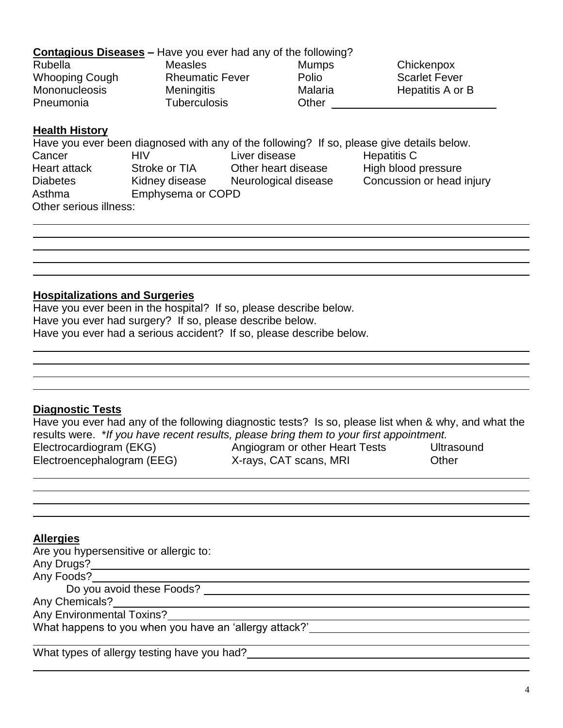**Contagious Diseases** – Have you ever had any of the following?

| | | | |
|---|---|---|---|
| Rubella | Measles | Mumps | Chickenpox |
| Whooping Cough | Rheumatic Fever | Polio | Scarlet Fever |
| Mononucleosis | Meningitis | Malaria | Hepatitis A or B |
| Pneumonia | Tuberculosis | Other ______________ | |

**Health History**

Have you ever been diagnosed with any of the following? If so, please give details below.

| | | | |
|---|---|---|---|
| Cancer | HIV | Liver disease | Hepatitis C |
| Heart attack | Stroke or TIA | Other heart disease | High blood pressure |
| Diabetes | Kidney disease | Neurological disease | Concussion or head injury |
| Asthma | Emphysema or COPD | | |

Other serious illness:

______________________________________________________________________________

______________________________________________________________________________

______________________________________________________________________________

______________________________________________________________________________

______________________________________________________________________________

**Hospitalizations and Surgeries**

Have you ever been in the hospital? If so, please describe below.
Have you ever had surgery? If so, please describe below.
Have you ever had a serious accident? If so, please describe below.

______________________________________________________________________________

______________________________________________________________________________

______________________________________________________________________________

______________________________________________________________________________

**Diagnostic Tests**

Have you ever had any of the following diagnostic tests? Is so, please list when & why, and what the results were. *\*If you have recent results, please bring them to your first appointment.*

| | | |
|---|---|---|
| Electrocardiogram (EKG) | Angiogram or other Heart Tests | Ultrasound |
| Electroencephalogram (EEG) | X-rays, CAT scans, MRI | Other |

______________________________________________________________________________

______________________________________________________________________________

______________________________________________________________________________

______________________________________________________________________________

**Allergies**

Are you hypersensitive or allergic to:

Any Drugs? ______________________________________________________________

Any Foods? ______________________________________________________________

Do you avoid these Foods? ______________________________________________

Any Chemicals? ___________________________________________________________

Any Environmental Toxins? ________________________________________________

What happens to you when you have an 'allergy attack?' ______________________

______________________________________________________________________________

What types of allergy testing have you had? ______________________________

______________________________________________________________________________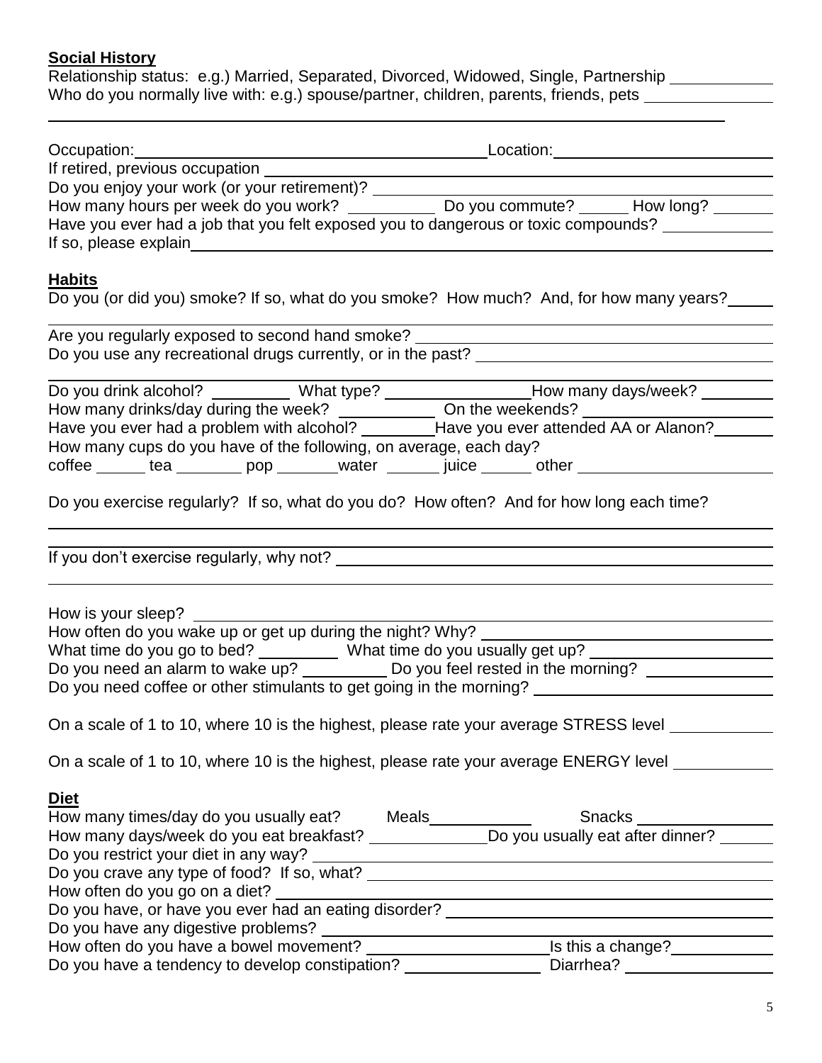**Social History**

Relationship status: e.g.) Married, Separated, Divorced, Widowed, Single, Partnership ____________
Who do you normally live with: e.g.) spouse/partner, children, parents, friends, pets ______________

______________________________________________________________________________

Occupation: ________________________________________ Location: ________________________
If retired, previous occupation ____________________________________________________________
Do you enjoy your work (or your retirement)? ________________________________________________
How many hours per week do you work? __________ Do you commute? ______ How long? _______
Have you ever had a job that you felt exposed you to dangerous or toxic compounds? ____________
If so, please explain ______________________________________________________________________

**Habits**

Do you (or did you) smoke? If so, what do you smoke? How much? And, for how many years? _____

______________________________________________________________________________
Are you regularly exposed to second hand smoke? ___________________________________________
Do you use any recreational drugs currently, or in the past? ________________________________

______________________________________________________________________________
Do you drink alcohol? _________ What type? ________________ How many days/week? ________
How many drinks/day during the week? ___________ On the weekends? _____________________
Have you ever had a problem with alcohol? ________ Have you ever attended AA or Alanon? _______
How many cups do you have of the following, on average, each day?
coffee ______ tea ________ pop _______ water ______ juice ______ other ______________________

Do you exercise regularly? If so, what do you do? How often? And for how long each time?

______________________________________________________________________________

______________________________________________________________________________
If you don't exercise regularly, why not? ______________________________________________

______________________________________________________________________________

How is your sleep? ________________________________________________________________
How often do you wake up or get up during the night? Why? ________________________________
What time do you go to bed? _________ What time do you usually get up? ____________________
Do you need an alarm to wake up? _________ Do you feel rested in the morning? ______________
Do you need coffee or other stimulants to get going in the morning? __________________________

On a scale of 1 to 10, where 10 is the highest, please rate your average STRESS level ___________

On a scale of 1 to 10, where 10 is the highest, please rate your average ENERGY level ___________

**Diet**

How many times/day do you usually eat? Meals ___________ Snacks _______________
How many days/week do you eat breakfast? _____________ Do you usually eat after dinner? ______
Do you restrict your diet in any way? _______________________________________________
Do you crave any type of food? If so, what? __________________________________________
How often do you go on a diet? ____________________________________________________
Do you have, or have you ever had an eating disorder? __________________________________
Do you have any digestive problems? _______________________________________________
How often do you have a bowel movement? ____________________ Is this a change? ___________
Do you have a tendency to develop constipation? _______________ Diarrhea? _________________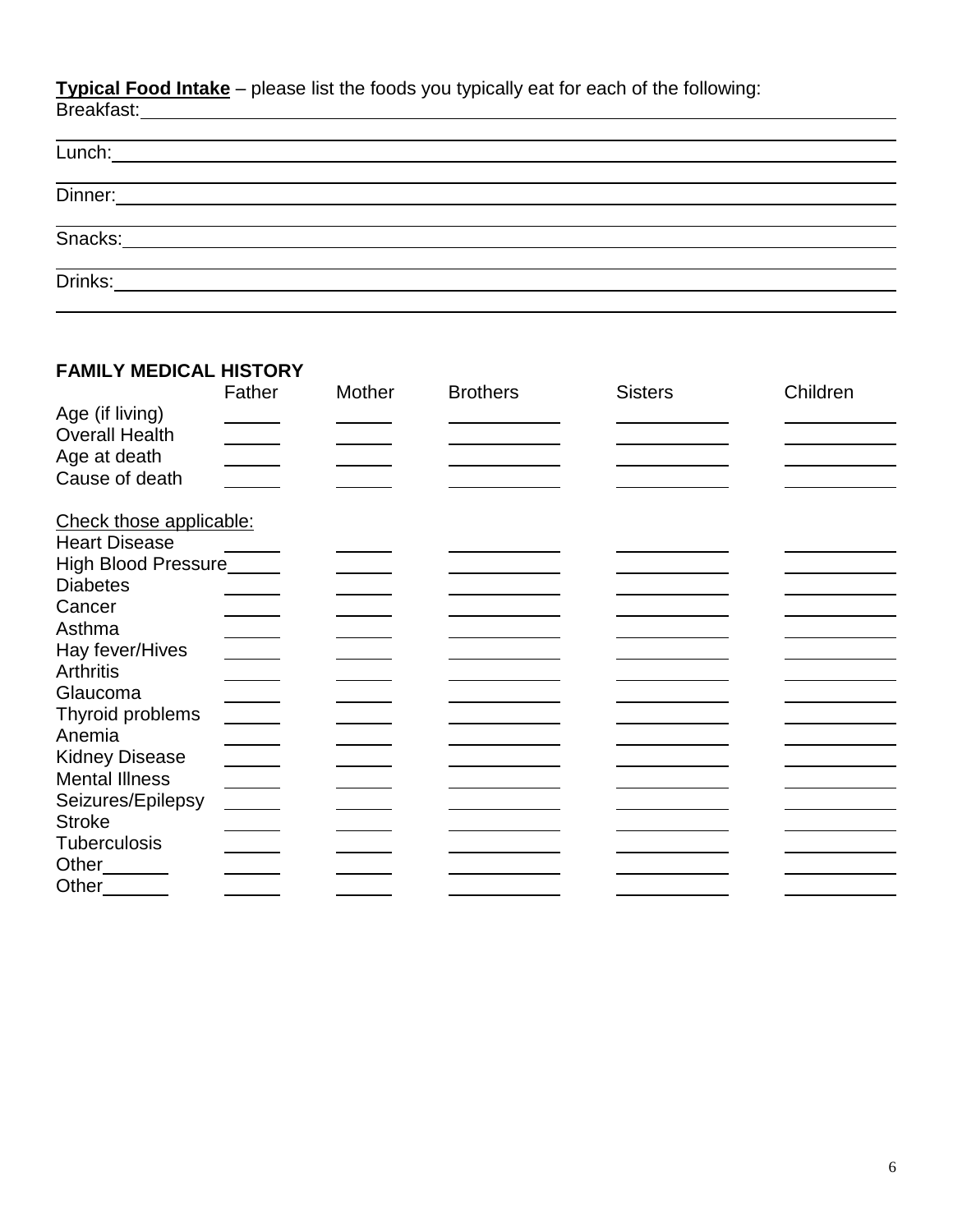**Typical Food Intake** – please list the foods you typically eat for each of the following:

Breakfast: ______________________________________________

______________________________________________

Lunch: ______________________________________________

______________________________________________

Dinner: ______________________________________________

______________________________________________

Snacks: ______________________________________________

______________________________________________

Drinks: ______________________________________________

______________________________________________

## FAMILY MEDICAL HISTORY

| | Father | Mother | Brothers | Sisters | Children |
|---|---|---|---|---|---|
| Age (if living) | | | | | |
| Overall Health | | | | | |
| Age at death | | | | | |
| Cause of death | | | | | |
| Check those applicable: | | | | | |
| Heart Disease | | | | | |
| High Blood Pressure | | | | | |
| Diabetes | | | | | |
| Cancer | | | | | |
| Asthma | | | | | |
| Hay fever/Hives | | | | | |
| Arthritis | | | | | |
| Glaucoma | | | | | |
| Thyroid problems | | | | | |
| Anemia | | | | | |
| Kidney Disease | | | | | |
| Mental Illness | | | | | |
| Seizures/Epilepsy | | | | | |
| Stroke | | | | | |
| Tuberculosis | | | | | |
| Other______ | | | | | |
| Other______ | | | | | |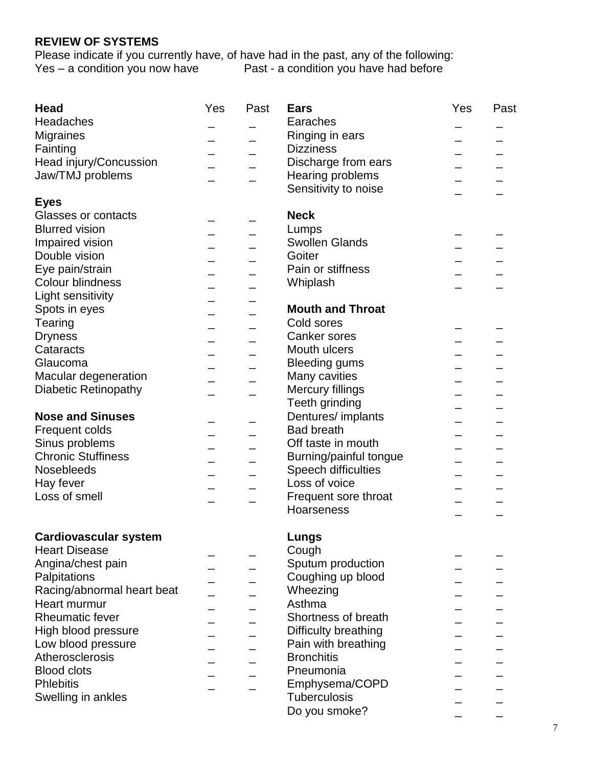**REVIEW OF SYSTEMS**

Please indicate if you currently have, of have had in the past, any of the following:
Yes – a condition you now have Past - a condition you have had before

| **Head** | Yes | Past |
|---|---|---|
| Headaches | _ | _ |
| Migraines | _ | _ |
| Fainting | _ | _ |
| Head injury/Concussion | _ | _ |
| Jaw/TMJ problems | _ | _ |

| **Eyes** | Yes | Past |
|---|---|---|
| Glasses or contacts | _ | _ |
| Blurred vision | _ | _ |
| Impaired vision | _ | _ |
| Double vision | _ | _ |
| Eye pain/strain | _ | _ |
| Colour blindness | _ | _ |
| Light sensitivity | _ | _ |
| Spots in eyes | _ | _ |
| Tearing | _ | _ |
| Dryness | _ | _ |
| Cataracts | _ | _ |
| Glaucoma | _ | _ |
| Macular degeneration | _ | _ |
| Diabetic Retinopathy | _ | _ |

| **Nose and Sinuses** | Yes | Past |
|---|---|---|
| Frequent colds | _ | _ |
| Sinus problems | _ | _ |
| Chronic Stuffiness | _ | _ |
| Nosebleeds | _ | _ |
| Hay fever | _ | _ |
| Loss of smell | _ | _ |

| **Cardiovascular system** | Yes | Past |
|---|---|---|
| Heart Disease | _ | _ |
| Angina/chest pain | _ | _ |
| Palpitations | _ | _ |
| Racing/abnormal heart beat | _ | _ |
| Heart murmur | _ | _ |
| Rheumatic fever | _ | _ |
| High blood pressure | _ | _ |
| Low blood pressure | _ | _ |
| Atherosclerosis | _ | _ |
| Blood clots | _ | _ |
| Phlebitis | _ | _ |
| Swelling in ankles | | |

| **Ears** | Yes | Past |
|---|---|---|
| Earaches | _ | _ |
| Ringing in ears | _ | _ |
| Dizziness | _ | _ |
| Discharge from ears | _ | _ |
| Hearing problems | _ | _ |
| Sensitivity to noise | _ | _ |

| **Neck** | Yes | Past |
|---|---|---|
| Lumps | _ | _ |
| Swollen Glands | _ | _ |
| Goiter | _ | _ |
| Pain or stiffness | _ | _ |
| Whiplash | _ | _ |

| **Mouth and Throat** | Yes | Past |
|---|---|---|
| Cold sores | _ | _ |
| Canker sores | _ | _ |
| Mouth ulcers | _ | _ |
| Bleeding gums | _ | _ |
| Many cavities | _ | _ |
| Mercury fillings | _ | _ |
| Teeth grinding | _ | _ |
| Dentures/ implants | _ | _ |
| Bad breath | _ | _ |
| Off taste in mouth | _ | _ |
| Burning/painful tongue | _ | _ |
| Speech difficulties | _ | _ |
| Loss of voice | _ | _ |
| Frequent sore throat | _ | _ |
| Hoarseness | _ | _ |

| **Lungs** | Yes | Past |
|---|---|---|
| Cough | _ | _ |
| Sputum production | _ | _ |
| Coughing up blood | _ | _ |
| Wheezing | _ | _ |
| Asthma | _ | _ |
| Shortness of breath | _ | _ |
| Difficulty breathing | _ | _ |
| Pain with breathing | _ | _ |
| Bronchitis | _ | _ |
| Pneumonia | _ | _ |
| Emphysema/COPD | _ | _ |
| Tuberculosis | _ | _ |
| Do you smoke? | _ | _ |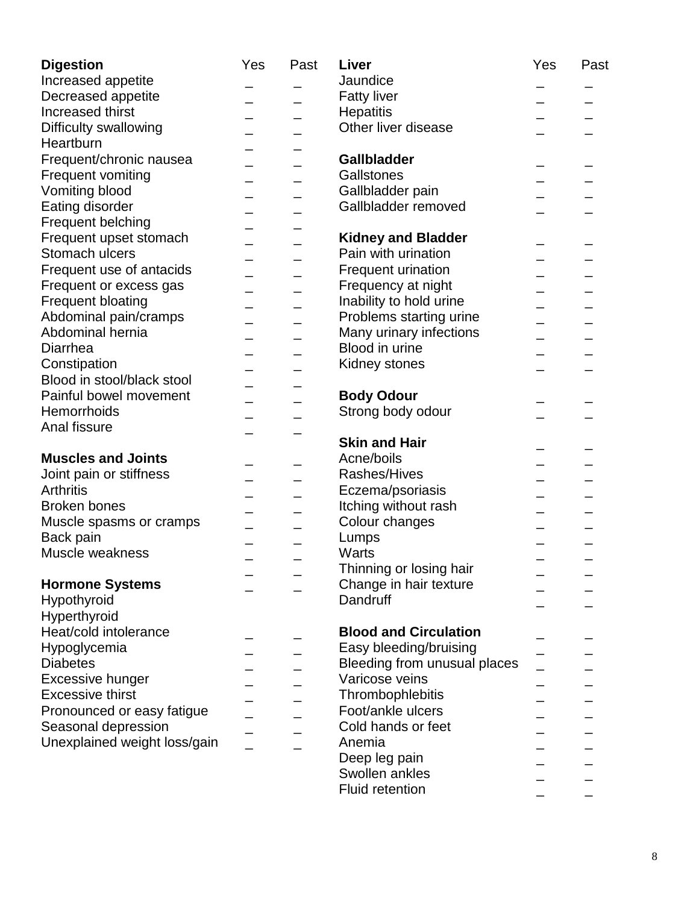| Digestion | Yes | Past |
|---|---|---|
| Increased appetite | _ | _ |
| Decreased appetite | _ | _ |
| Increased thirst | _ | _ |
| Difficulty swallowing | _ | _ |
| Heartburn | _ | _ |
| Frequent/chronic nausea | _ | _ |
| Frequent vomiting | _ | _ |
| Vomiting blood | _ | _ |
| Eating disorder | _ | _ |
| Frequent belching | _ | _ |
| Frequent upset stomach | _ | _ |
| Stomach ulcers | _ | _ |
| Frequent use of antacids | _ | _ |
| Frequent or excess gas | _ | _ |
| Frequent bloating | _ | _ |
| Abdominal pain/cramps | _ | _ |
| Abdominal hernia | _ | _ |
| Diarrhea | _ | _ |
| Constipation | _ | _ |
| Blood in stool/black stool | _ | _ |
| Painful bowel movement | _ | _ |
| Hemorrhoids | _ | _ |
| Anal fissure | _ | _ |

| Muscles and Joints | Yes | Past |
|---|---|---|
| Joint pain or stiffness | _ | _ |
| Arthritis | _ | _ |
| Broken bones | _ | _ |
| Muscle spasms or cramps | _ | _ |
| Back pain | _ | _ |
| Muscle weakness | _ | _ |

| Hormone Systems | Yes | Past |
|---|---|---|
| Hypothyroid | _ | _ |
| Hyperthyroid | _ | _ |
| Heat/cold intolerance | _ | _ |
| Hypoglycemia | _ | _ |
| Diabetes | _ | _ |
| Excessive hunger | _ | _ |
| Excessive thirst | _ | _ |
| Pronounced or easy fatigue | _ | _ |
| Seasonal depression | _ | _ |
| Unexplained weight loss/gain | _ | _ |

| Liver | Yes | Past |
|---|---|---|
| Jaundice | _ | _ |
| Fatty liver | _ | _ |
| Hepatitis | _ | _ |
| Other liver disease | _ | _ |

| Gallbladder | Yes | Past |
|---|---|---|
| Gallstones | _ | _ |
| Gallbladder pain | _ | _ |
| Gallbladder removed | _ | _ |

| Kidney and Bladder | Yes | Past |
|---|---|---|
| Pain with urination | _ | _ |
| Frequent urination | _ | _ |
| Frequency at night | _ | _ |
| Inability to hold urine | _ | _ |
| Problems starting urine | _ | _ |
| Many urinary infections | _ | _ |
| Blood in urine | _ | _ |
| Kidney stones | _ | _ |

| Body Odour | Yes | Past |
|---|---|---|
| Strong body odour | _ | _ |

| Skin and Hair | Yes | Past |
|---|---|---|
| Acne/boils | _ | _ |
| Rashes/Hives | _ | _ |
| Eczema/psoriasis | _ | _ |
| Itching without rash | _ | _ |
| Colour changes | _ | _ |
| Lumps | _ | _ |
| Warts | _ | _ |
| Thinning or losing hair | _ | _ |
| Change in hair texture | _ | _ |
| Dandruff | _ | _ |

| Blood and Circulation | Yes | Past |
|---|---|---|
| Easy bleeding/bruising | _ | _ |
| Bleeding from unusual places | _ | _ |
| Varicose veins | _ | _ |
| Thrombophlebitis | _ | _ |
| Foot/ankle ulcers | _ | _ |
| Cold hands or feet | _ | _ |
| Anemia | _ | _ |
| Deep leg pain | _ | _ |
| Swollen ankles | _ | _ |
| Fluid retention | _ | _ |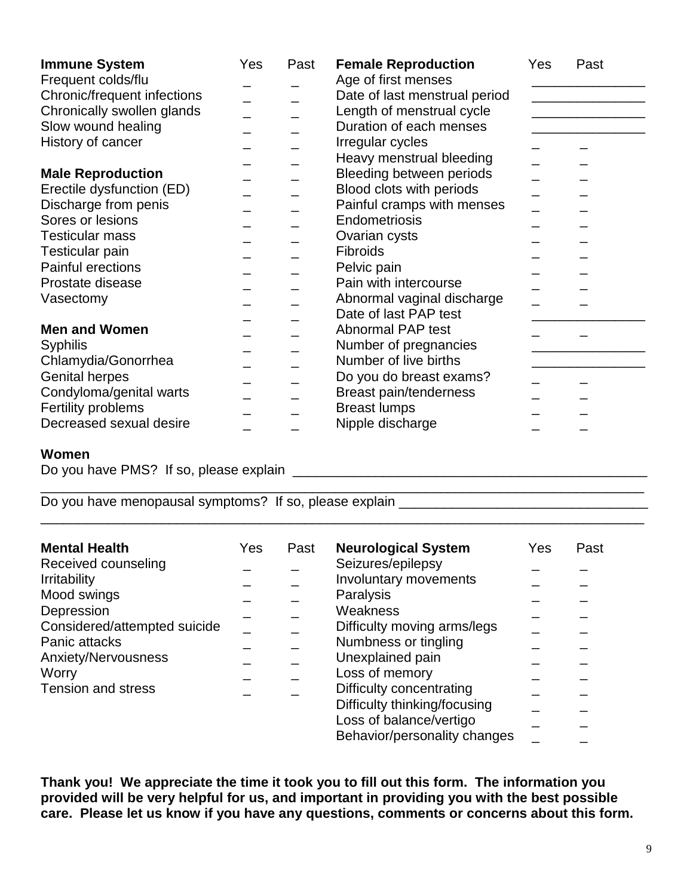| Immune System | Yes | Past |
|---|---|---|
| Frequent colds/flu | _ | _ |
| Chronic/frequent infections | _ | _ |
| Chronically swollen glands | _ | _ |
| Slow wound healing | _ | _ |
| History of cancer | _ | _ |

| Male Reproduction | Yes | Past |
|---|---|---|
| Erectile dysfunction (ED) | _ | _ |
| Discharge from penis | _ | _ |
| Sores or lesions | _ | _ |
| Testicular mass | _ | _ |
| Testicular pain | _ | _ |
| Painful erections | _ | _ |
| Prostate disease | _ | _ |
| Vasectomy | _ | _ |

| Men and Women | Yes | Past |
|---|---|---|
| Syphilis | _ | _ |
| Chlamydia/Gonorrhea | _ | _ |
| Genital herpes | _ | _ |
| Condyloma/genital warts | _ | _ |
| Fertility problems | _ | _ |
| Decreased sexual desire | _ | _ |

| Female Reproduction | Yes | Past |
|---|---|---|
| Age of first menses | _______________ | |
| Date of last menstrual period | _______________ | |
| Length of menstrual cycle | _______________ | |
| Duration of each menses | _______________ | |
| Irregular cycles | _ | _ |
| Heavy menstrual bleeding | _ | _ |
| Bleeding between periods | _ | _ |
| Blood clots with periods | _ | _ |
| Painful cramps with menses | _ | _ |
| Endometriosis | _ | _ |
| Ovarian cysts | _ | _ |
| Fibroids | _ | _ |
| Pelvic pain | _ | _ |
| Pain with intercourse | _ | _ |
| Abnormal vaginal discharge | _ | _ |
| Date of last PAP test | _______________ | |
| Abnormal PAP test | _ | _ |
| Number of pregnancies | _______________ | |
| Number of live births | _______________ | |
| Do you do breast exams? | _ | _ |
| Breast pain/tenderness | _ | _ |
| Breast lumps | _ | _ |
| Nipple discharge | _ | _ |

**Women**

Do you have PMS? If so, please explain _______________________________________________
______________________________________________________________________________

Do you have menopausal symptoms? If so, please explain ________________________________
______________________________________________________________________________

| Mental Health | Yes | Past |
|---|---|---|
| Received counseling | _ | _ |
| Irritability | _ | _ |
| Mood swings | _ | _ |
| Depression | _ | _ |
| Considered/attempted suicide | _ | _ |
| Panic attacks | _ | _ |
| Anxiety/Nervousness | _ | _ |
| Worry | _ | _ |
| Tension and stress | _ | _ |

| Neurological System | Yes | Past |
|---|---|---|
| Seizures/epilepsy | _ | _ |
| Involuntary movements | _ | _ |
| Paralysis | _ | _ |
| Weakness | _ | _ |
| Difficulty moving arms/legs | _ | _ |
| Numbness or tingling | _ | _ |
| Unexplained pain | _ | _ |
| Loss of memory | _ | _ |
| Difficulty concentrating | _ | _ |
| Difficulty thinking/focusing | _ | _ |
| Loss of balance/vertigo | _ | _ |
| Behavior/personality changes | _ | _ |

**Thank you! We appreciate the time it took you to fill out this form. The information you provided will be very helpful for us, and important in providing you with the best possible care. Please let us know if you have any questions, comments or concerns about this form.**